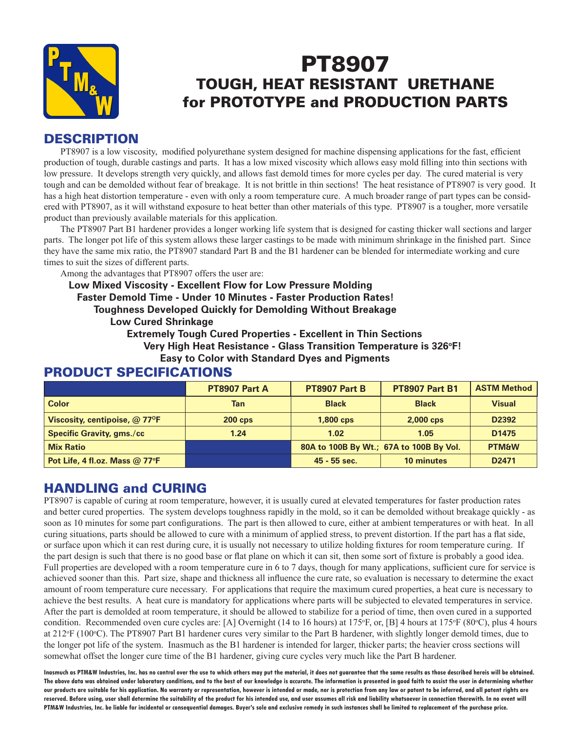# PT8907

## TOUGH, HEAT RESISTANT URETHANE for PROTOTYPE and PRODUCTION PARTS

## DESCRIPTION

PT8907 is a low viscosity, modified polyurethane system designed for machine dispensing applications for the fast, efficient production of tough, durable castings and parts. It has a low mixed viscosity which allows easy mold filling into thin sections with low pressure. It develops strength very quickly, and allows fast demold times for more cycles per day. The cured material is very tough and can be demolded without fear of breakage. It is not brittle in thin sections! The heat resistance of PT8907 is very good. It has a high heat distortion temperature - even with only a room temperature cure. A much broader range of part types can be considered with PT8907, as it will withstand exposure to heat better than other materials of this type. PT8907 is a tougher, more versatile product than previously available materials for this application.

The PT8907 Part B1 hardener provides a longer working life system that is designed for casting thicker wall sections and larger parts. The longer pot life of this system allows these larger castings to be made with minimum shrinkage in the finished part. Since they have the same mix ratio, the PT8907 standard Part B and the B1 hardener can be blended for intermediate working and cure times to suit the sizes of different parts.

Among the advantages that PT8907 offers the user are:

**Low Mixed Viscosity - Excellent Flow for Low Pressure Molding**
**Faster Demold Time - Under 10 Minutes - Faster Production Rates!**
**Toughness Developed Quickly for Demolding Without Breakage**
**Low Cured Shrinkage**
**Extremely Tough Cured Properties - Excellent in Thin Sections**
**Very High Heat Resistance - Glass Transition Temperature is 326°F!**
**Easy to Color with Standard Dyes and Pigments**

## PRODUCT SPECIFICATIONS

| | PT8907 Part A | PT8907 Part B | PT8907 Part B1 | ASTM Method |
|---|---|---|---|---|
| Color | Tan | Black | Black | Visual |
| Viscosity, centipoise, @ 77°F | 200 cps | 1,800 cps | 2,000 cps | D2392 |
| Specific Gravity, gms./cc | 1.24 | 1.02 | 1.05 | D1475 |
| Mix Ratio | | 80A to 100B By Wt.; 67A to 100B By Vol. | | PTM&W |
| Pot Life, 4 fl.oz. Mass @ 77°F | | 45 - 55 sec. | 10 minutes | D2471 |

## HANDLING and CURING

PT8907 is capable of curing at room temperature, however, it is usually cured at elevated temperatures for faster production rates and better cured properties. The system develops toughness rapidly in the mold, so it can be demolded without breakage quickly - as soon as 10 minutes for some part configurations. The part is then allowed to cure, either at ambient temperatures or with heat. In all curing situations, parts should be allowed to cure with a minimum of applied stress, to prevent distortion. If the part has a flat side, or surface upon which it can rest during cure, it is usually not necessary to utilize holding fixtures for room temperature curing. If the part design is such that there is no good base or flat plane on which it can sit, then some sort of fixture is probably a good idea. Full properties are developed with a room temperature cure in 6 to 7 days, though for many applications, sufficient cure for service is achieved sooner than this. Part size, shape and thickness all influence the cure rate, so evaluation is necessary to determine the exact amount of room temperature cure necessary. For applications that require the maximum cured properties, a heat cure is necessary to achieve the best results. A heat cure is mandatory for applications where parts will be subjected to elevated temperatures in service. After the part is demolded at room temperature, it should be allowed to stabilize for a period of time, then oven cured in a supported condition. Recommended oven cure cycles are: [A] Overnight (14 to 16 hours) at 175°F, or, [B] 4 hours at 175°F (80°C), plus 4 hours at 212°F (100°C). The PT8907 Part B1 hardener cures very similar to the Part B hardener, with slightly longer demold times, due to the longer pot life of the system. Inasmuch as the B1 hardener is intended for larger, thicker parts; the heavier cross sections will somewhat offset the longer cure time of the B1 hardener, giving cure cycles very much like the Part B hardener.

**Inasmuch as PTM&W Industries, Inc. has no control over the use to which others may put the material, it does not guarantee that the same results as those described hereis will be obtained. The above data was obtained under laboratory conditions, and to the best of our knowledge is accurate. The information is presented in good faith to assist the user in determining whether our products are suitable for his application. No warranty or representation, however is intended or made, nor is protection from any law or patent to be inferred, and all patent rights are reserved. Before using, user shall determine the suitability of the product for his intended use, and user assumes all risk and liability whatsoever in connection therewith. In no event will PTM&W Industries, Inc. be liable for incidental or consequential damages. Buyer's sole and exclusive remedy in such instances shall be limited to replacement of the purchase price.**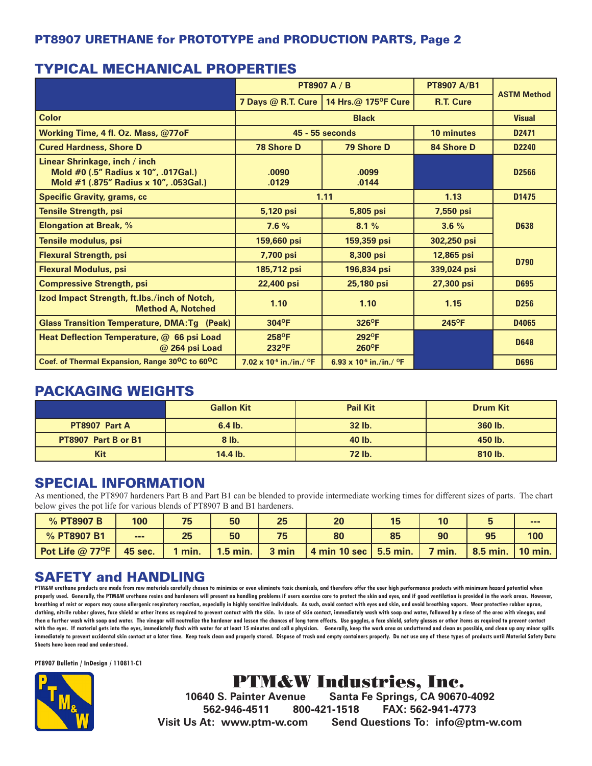## PT8907 URETHANE for PROTOTYPE and PRODUCTION PARTS, Page 2

## TYPICAL MECHANICAL PROPERTIES

| | PT8907 A / B | | PT8907 A/B1 | ASTM Method |
|---|---|---|---|---|
| | 7 Days @ R.T. Cure | 14 Hrs.@ 175°F Cure | R.T. Cure | |
| **Color** | Black | | | Visual |
| **Working Time, 4 fl. Oz. Mass, @77oF** | 45 - 55 seconds | | 10 minutes | D2471 |
| **Cured Hardness, Shore D** | 78 Shore D | 79 Shore D | 84 Shore D | D2240 |
| **Linear Shrinkage, inch / inch**<br>Mold #0 (.5" Radius x 10", .017Gal.)<br>Mold #1 (.875" Radius x 10", .053Gal.) | .0090<br>.0129 | .0099<br>.0144 | | D2566 |
| **Specific Gravity, grams, cc** | 1.11 | | 1.13 | D1475 |
| **Tensile Strength, psi** | 5,120 psi | 5,805 psi | 7,550 psi | D638 |
| **Elongation at Break, %** | 7.6 % | 8.1 % | 3.6 % | D638 |
| **Tensile modulus, psi** | 159,660 psi | 159,359 psi | 302,250 psi | D638 |
| **Flexural Strength, psi** | 7,700 psi | 8,300 psi | 12,865 psi | D790 |
| **Flexural Modulus, psi** | 185,712 psi | 196,834 psi | 339,024 psi | D790 |
| **Compressive Strength, psi** | 22,400 psi | 25,180 psi | 27,300 psi | D695 |
| **Izod Impact Strength, ft.lbs./inch of Notch, Method A, Notched** | 1.10 | 1.10 | 1.15 | D256 |
| **Glass Transition Temperature, DMA:Tg (Peak)** | 304°F | 326°F | 245°F | D4065 |
| **Heat Deflection Temperature, @ 66 psi Load**<br>**@ 264 psi Load** | 258°F<br>232°F | 292°F<br>260°F | | D648 |
| **Coef. of Thermal Expansion, Range 30°C to 60°C** | $7.02 \times 10^{-5}$ in./in./ °F | $6.93 \times 10^{-5}$ in./in./ °F | | D696 |

## PACKAGING WEIGHTS

| | Gallon Kit | Pail Kit | Drum Kit |
|---|---|---|---|
| **PT8907 Part A** | 6.4 lb. | 32 lb. | 360 lb. |
| **PT8907 Part B or B1** | 8 lb. | 40 lb. | 450 lb. |
| **Kit** | 14.4 lb. | 72 lb. | 810 lb. |

## SPECIAL INFORMATION

As mentioned, the PT8907 hardeners Part B and Part B1 can be blended to provide intermediate working times for different sizes of parts. The chart below gives the pot life for various blends of PT8907 B and B1 hardeners.

| % PT8907 B | 100 | 75 | 50 | 25 | 20 | 15 | 10 | 5 | --- |
|---|---|---|---|---|---|---|---|---|---|
| % PT8907 B1 | --- | 25 | 50 | 75 | 80 | 85 | 90 | 95 | 100 |
| Pot Life @ 77°F | 45 sec. | 1 min. | 1.5 min. | 3 min | 4 min 10 sec | 5.5 min. | 7 min. | 8.5 min. | 10 min. |

## SAFETY and HANDLING

PTM&W urethane products are made from raw materials carefully chosen to minimize or even eliminate toxic chemicals, and therefore offer the user high performance products with minimum hazard potential when properly used. Generally, the PTM&W urethane resins and hardeners will present no handling problems if users exercise care to protect the skin and eyes, and if good ventilation is provided in the work areas. However, breathing of mist or vapors may cause allergenic respiratory reaction, especially in highly sensitive individuals. As such, avoid contact with eyes and skin, and avoid breathing vapors. Wear protective rubber apron, clothing, nitrile rubber gloves, face shield or other items as required to prevent contact with the skin. In case of skin contact, immediately wash with soap and water, followed by a rinse of the area with vinegar, and then a further wash with soap and water. The vinegar will neutralize the hardener and lessen the chances of long term effects. Use goggles, a face shield, safety glasses or other items as required to prevent contact with the eyes. If material gets into the eyes, immediately flush with water for at least 15 minutes and call a physician. Generally, keep the work area as uncluttered and clean as possible, and clean up any minor spills immediately to prevent accidental skin contact at a later time. Keep tools clean and properly stored. Dispose of trash and empty containers properly. Do not use any of these types of products until Material Safety Data Sheets have been read and understood.

PT8907 Bulletin / InDesign / 110811-C1

**PTM&W Industries, Inc.**

10640 S. Painter Avenue Santa Fe Springs, CA 90670-4092

562-946-4511 800-421-1518 FAX: 562-941-4773

Visit Us At: www.ptm-w.com Send Questions To: info@ptm-w.com